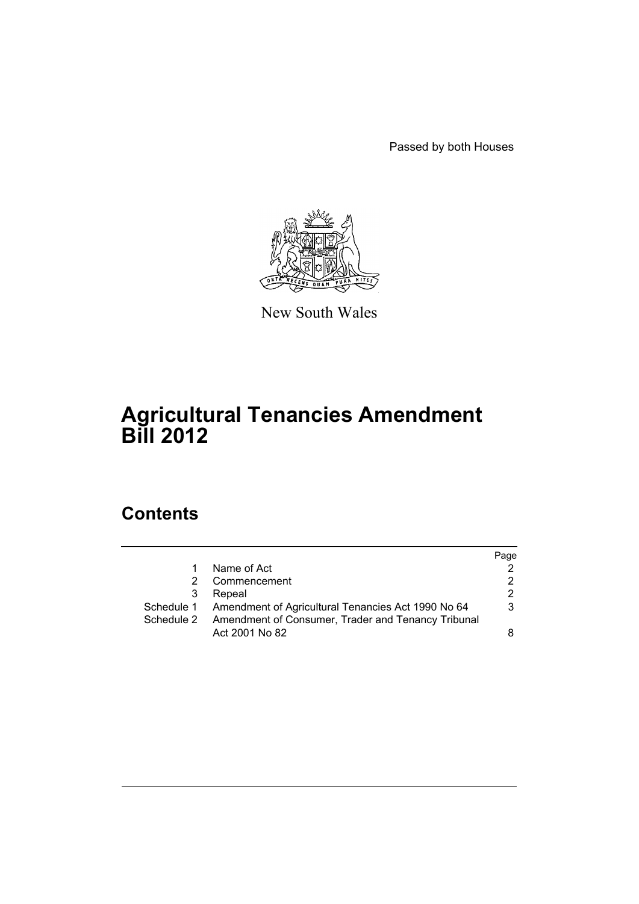Passed by both Houses

New South Wales

# Agricultural Tenancies Amendment Bill 2012

## Contents

| | | Page |
|---|---|---|
| 1 | Name of Act | 2 |
| 2 | Commencement | 2 |
| 3 | Repeal | 2 |
| Schedule 1 | Amendment of Agricultural Tenancies Act 1990 No 64 | 3 |
| Schedule 2 | Amendment of Consumer, Trader and Tenancy Tribunal Act 2001 No 82 | 8 |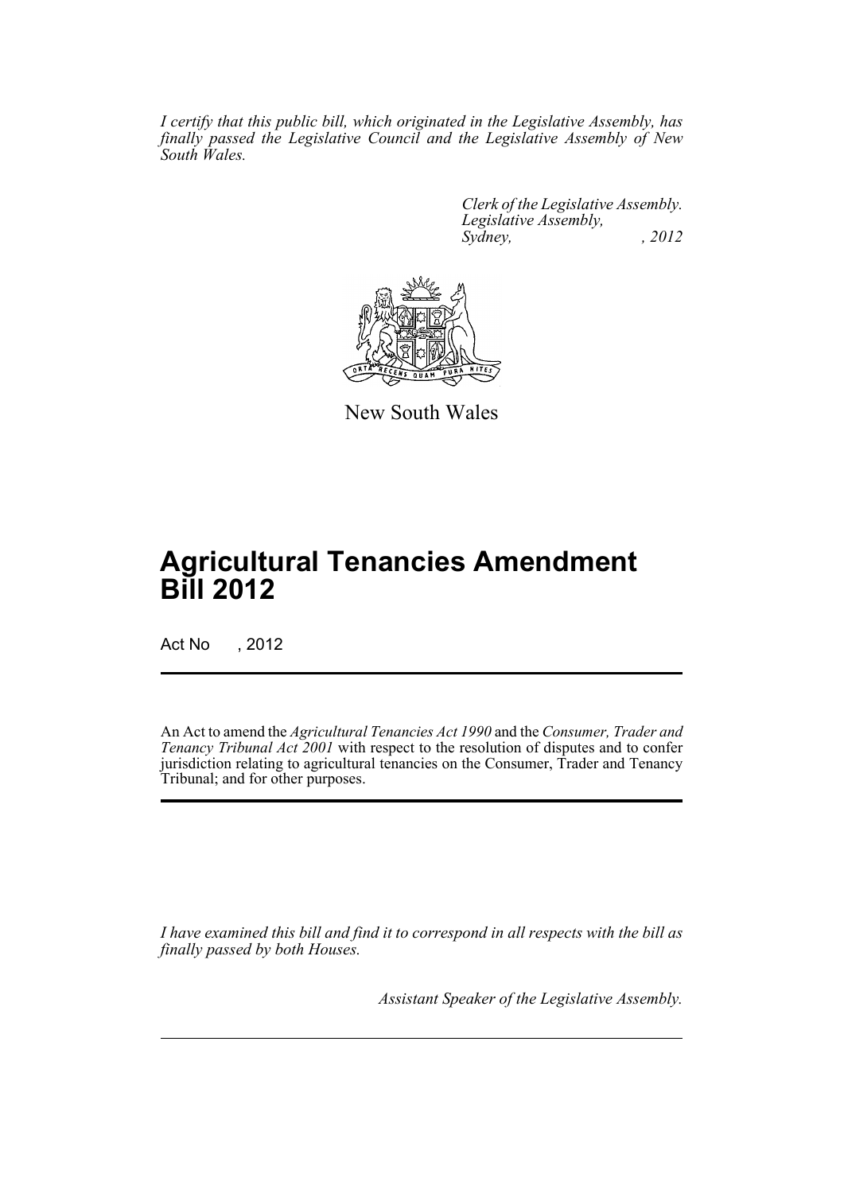*I certify that this public bill, which originated in the Legislative Assembly, has finally passed the Legislative Council and the Legislative Assembly of New South Wales.*

*Clerk of the Legislative Assembly.*
*Legislative Assembly,*
*Sydney, , 2012*

New South Wales

# Agricultural Tenancies Amendment Bill 2012

Act No , 2012

An Act to amend the *Agricultural Tenancies Act 1990* and the *Consumer, Trader and Tenancy Tribunal Act 2001* with respect to the resolution of disputes and to confer jurisdiction relating to agricultural tenancies on the Consumer, Trader and Tenancy Tribunal; and for other purposes.

*I have examined this bill and find it to correspond in all respects with the bill as finally passed by both Houses.*

*Assistant Speaker of the Legislative Assembly.*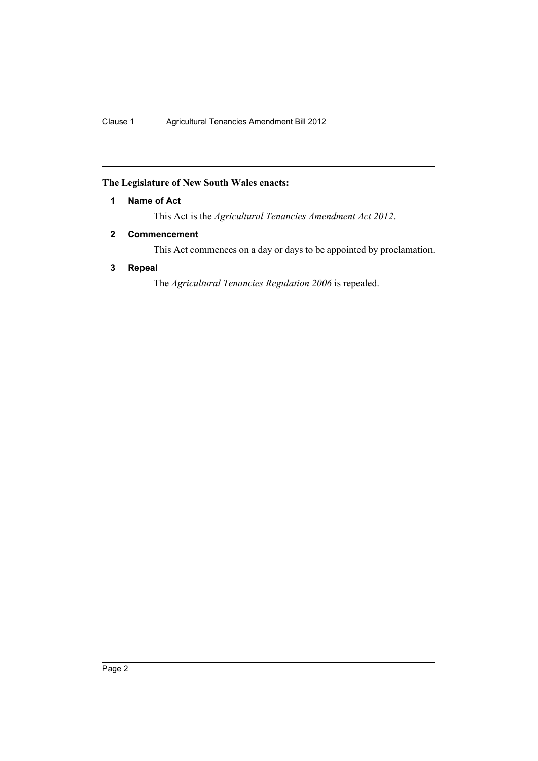**The Legislature of New South Wales enacts:**

## 1 Name of Act

This Act is the *Agricultural Tenancies Amendment Act 2012*.

## 2 Commencement

This Act commences on a day or days to be appointed by proclamation.

## 3 Repeal

The *Agricultural Tenancies Regulation 2006* is repealed.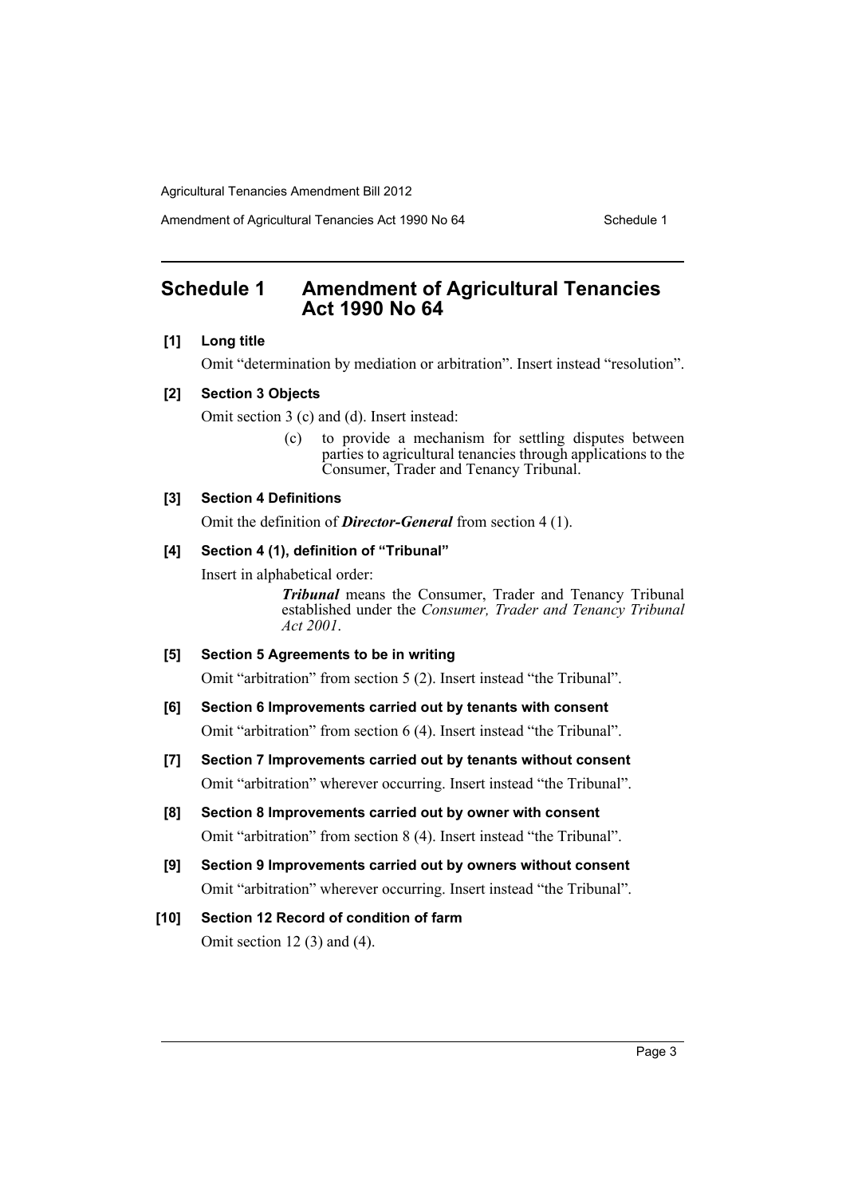## Schedule 1 Amendment of Agricultural Tenancies Act 1990 No 64

**[1] Long title**

Omit "determination by mediation or arbitration". Insert instead "resolution".

**[2] Section 3 Objects**

Omit section 3 (c) and (d). Insert instead:

> (c) to provide a mechanism for settling disputes between parties to agricultural tenancies through applications to the Consumer, Trader and Tenancy Tribunal.

**[3] Section 4 Definitions**

Omit the definition of ***Director-General*** from section 4 (1).

**[4] Section 4 (1), definition of "Tribunal"**

Insert in alphabetical order:

> ***Tribunal*** means the Consumer, Trader and Tenancy Tribunal established under the *Consumer, Trader and Tenancy Tribunal Act 2001*.

**[5] Section 5 Agreements to be in writing**

Omit "arbitration" from section 5 (2). Insert instead "the Tribunal".

**[6] Section 6 Improvements carried out by tenants with consent**

Omit "arbitration" from section 6 (4). Insert instead "the Tribunal".

**[7] Section 7 Improvements carried out by tenants without consent**

Omit "arbitration" wherever occurring. Insert instead "the Tribunal".

**[8] Section 8 Improvements carried out by owner with consent**

Omit "arbitration" from section 8 (4). Insert instead "the Tribunal".

**[9] Section 9 Improvements carried out by owners without consent**

Omit "arbitration" wherever occurring. Insert instead "the Tribunal".

**[10] Section 12 Record of condition of farm**

Omit section 12 (3) and (4).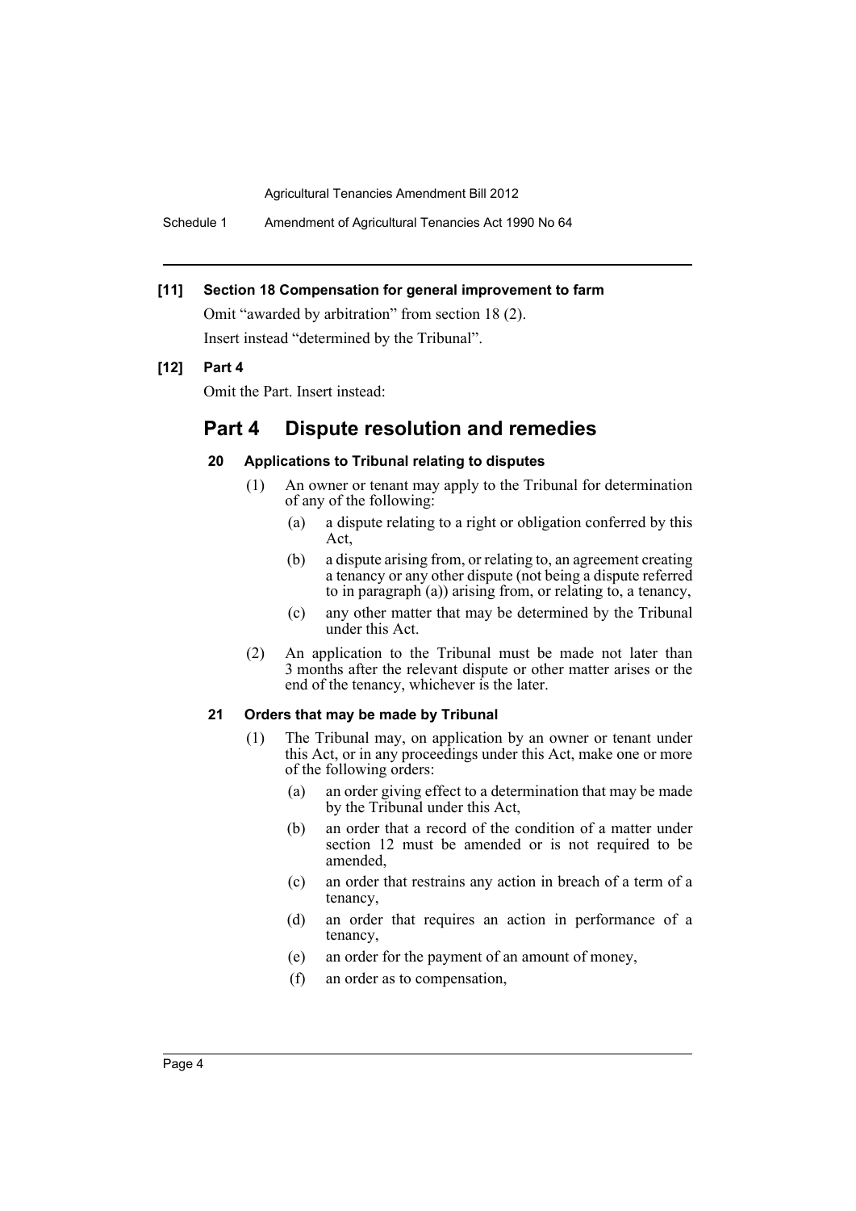**[11] Section 18 Compensation for general improvement to farm**

Omit "awarded by arbitration" from section 18 (2).

Insert instead "determined by the Tribunal".

**[12] Part 4**

Omit the Part. Insert instead:

## Part 4 Dispute resolution and remedies

### 20 Applications to Tribunal relating to disputes

(1) An owner or tenant may apply to the Tribunal for determination of any of the following:

- (a) a dispute relating to a right or obligation conferred by this Act,
- (b) a dispute arising from, or relating to, an agreement creating a tenancy or any other dispute (not being a dispute referred to in paragraph (a)) arising from, or relating to, a tenancy,
- (c) any other matter that may be determined by the Tribunal under this Act.

(2) An application to the Tribunal must be made not later than 3 months after the relevant dispute or other matter arises or the end of the tenancy, whichever is the later.

### 21 Orders that may be made by Tribunal

(1) The Tribunal may, on application by an owner or tenant under this Act, or in any proceedings under this Act, make one or more of the following orders:

- (a) an order giving effect to a determination that may be made by the Tribunal under this Act,
- (b) an order that a record of the condition of a matter under section 12 must be amended or is not required to be amended,
- (c) an order that restrains any action in breach of a term of a tenancy,
- (d) an order that requires an action in performance of a tenancy,
- (e) an order for the payment of an amount of money,
- (f) an order as to compensation,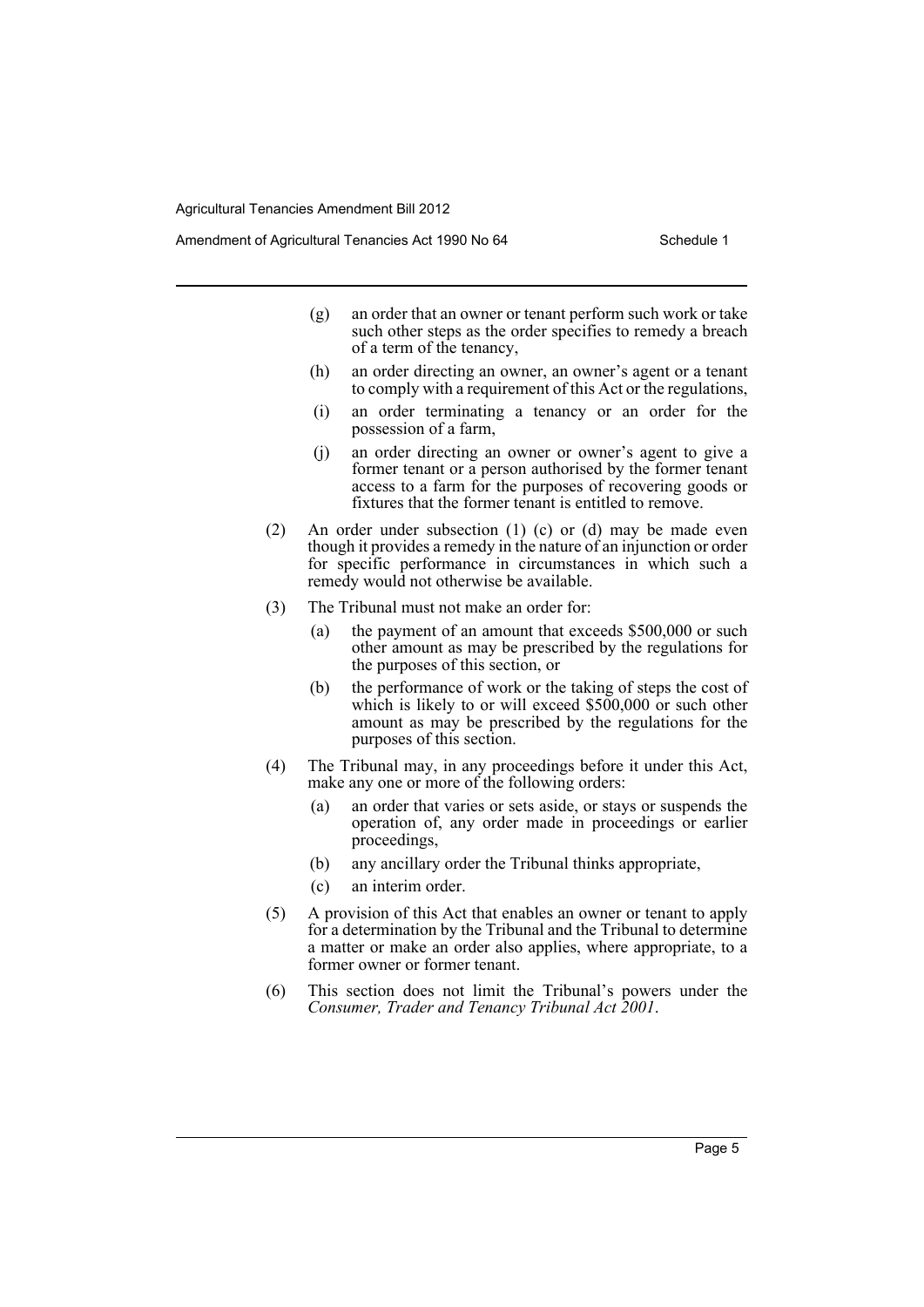(g) an order that an owner or tenant perform such work or take such other steps as the order specifies to remedy a breach of a term of the tenancy,

(h) an order directing an owner, an owner's agent or a tenant to comply with a requirement of this Act or the regulations,

(i) an order terminating a tenancy or an order for the possession of a farm,

(j) an order directing an owner or owner's agent to give a former tenant or a person authorised by the former tenant access to a farm for the purposes of recovering goods or fixtures that the former tenant is entitled to remove.

(2) An order under subsection (1) (c) or (d) may be made even though it provides a remedy in the nature of an injunction or order for specific performance in circumstances in which such a remedy would not otherwise be available.

(3) The Tribunal must not make an order for:

(a) the payment of an amount that exceeds $500,000 or such other amount as may be prescribed by the regulations for the purposes of this section, or

(b) the performance of work or the taking of steps the cost of which is likely to or will exceed $500,000 or such other amount as may be prescribed by the regulations for the purposes of this section.

(4) The Tribunal may, in any proceedings before it under this Act, make any one or more of the following orders:

(a) an order that varies or sets aside, or stays or suspends the operation of, any order made in proceedings or earlier proceedings,

(b) any ancillary order the Tribunal thinks appropriate,

(c) an interim order.

(5) A provision of this Act that enables an owner or tenant to apply for a determination by the Tribunal and the Tribunal to determine a matter or make an order also applies, where appropriate, to a former owner or former tenant.

(6) This section does not limit the Tribunal's powers under the *Consumer, Trader and Tenancy Tribunal Act 2001*.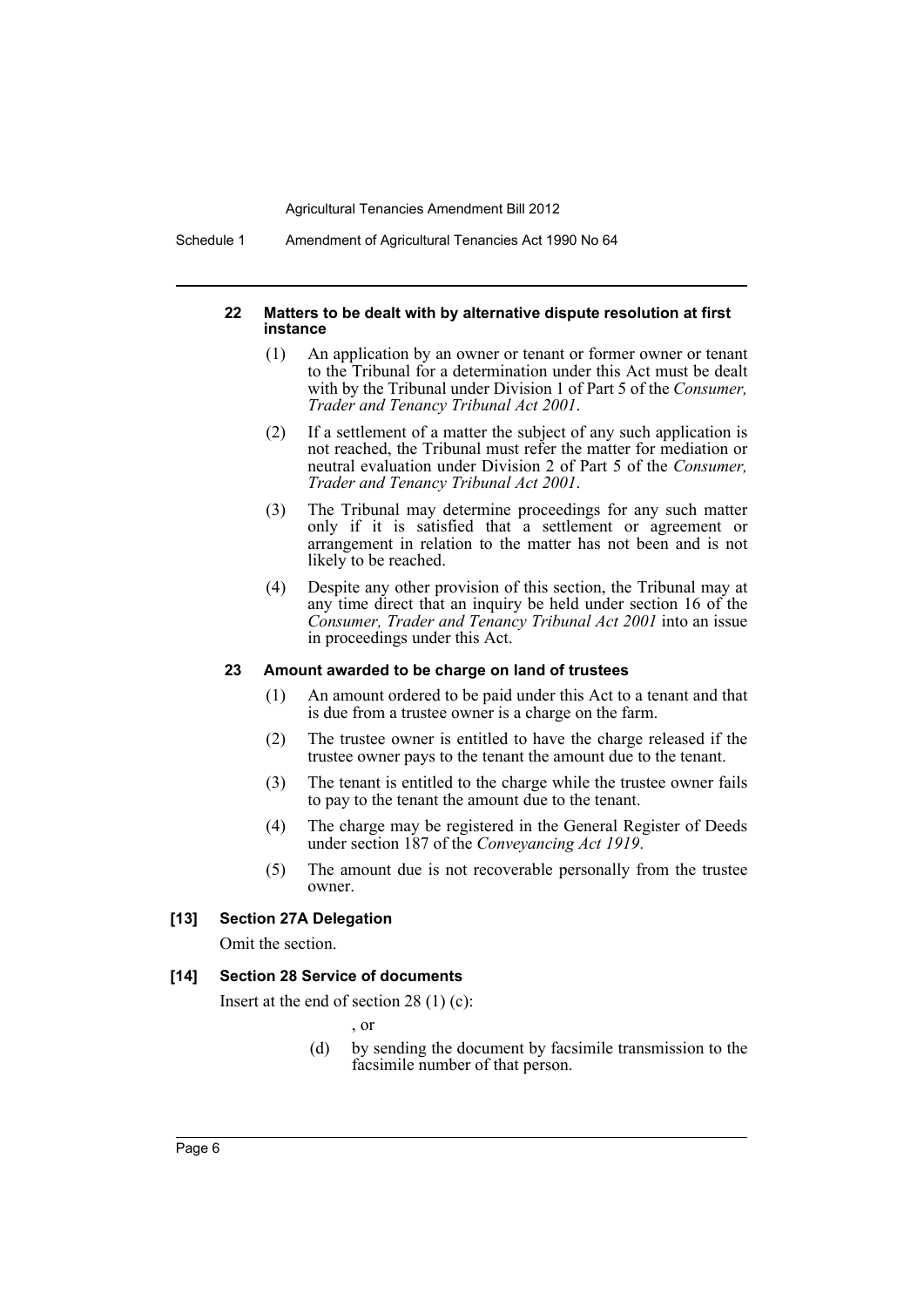#### 22 Matters to be dealt with by alternative dispute resolution at first instance

(1) An application by an owner or tenant or former owner or tenant to the Tribunal for a determination under this Act must be dealt with by the Tribunal under Division 1 of Part 5 of the *Consumer, Trader and Tenancy Tribunal Act 2001*.

(2) If a settlement of a matter the subject of any such application is not reached, the Tribunal must refer the matter for mediation or neutral evaluation under Division 2 of Part 5 of the *Consumer, Trader and Tenancy Tribunal Act 2001*.

(3) The Tribunal may determine proceedings for any such matter only if it is satisfied that a settlement or agreement or arrangement in relation to the matter has not been and is not likely to be reached.

(4) Despite any other provision of this section, the Tribunal may at any time direct that an inquiry be held under section 16 of the *Consumer, Trader and Tenancy Tribunal Act 2001* into an issue in proceedings under this Act.

#### 23 Amount awarded to be charge on land of trustees

(1) An amount ordered to be paid under this Act to a tenant and that is due from a trustee owner is a charge on the farm.

(2) The trustee owner is entitled to have the charge released if the trustee owner pays to the tenant the amount due to the tenant.

(3) The tenant is entitled to the charge while the trustee owner fails to pay to the tenant the amount due to the tenant.

(4) The charge may be registered in the General Register of Deeds under section 187 of the *Conveyancing Act 1919*.

(5) The amount due is not recoverable personally from the trustee owner.

### [13] Section 27A Delegation

Omit the section.

### [14] Section 28 Service of documents

Insert at the end of section 28 (1) (c):

, or

(d) by sending the document by facsimile transmission to the facsimile number of that person.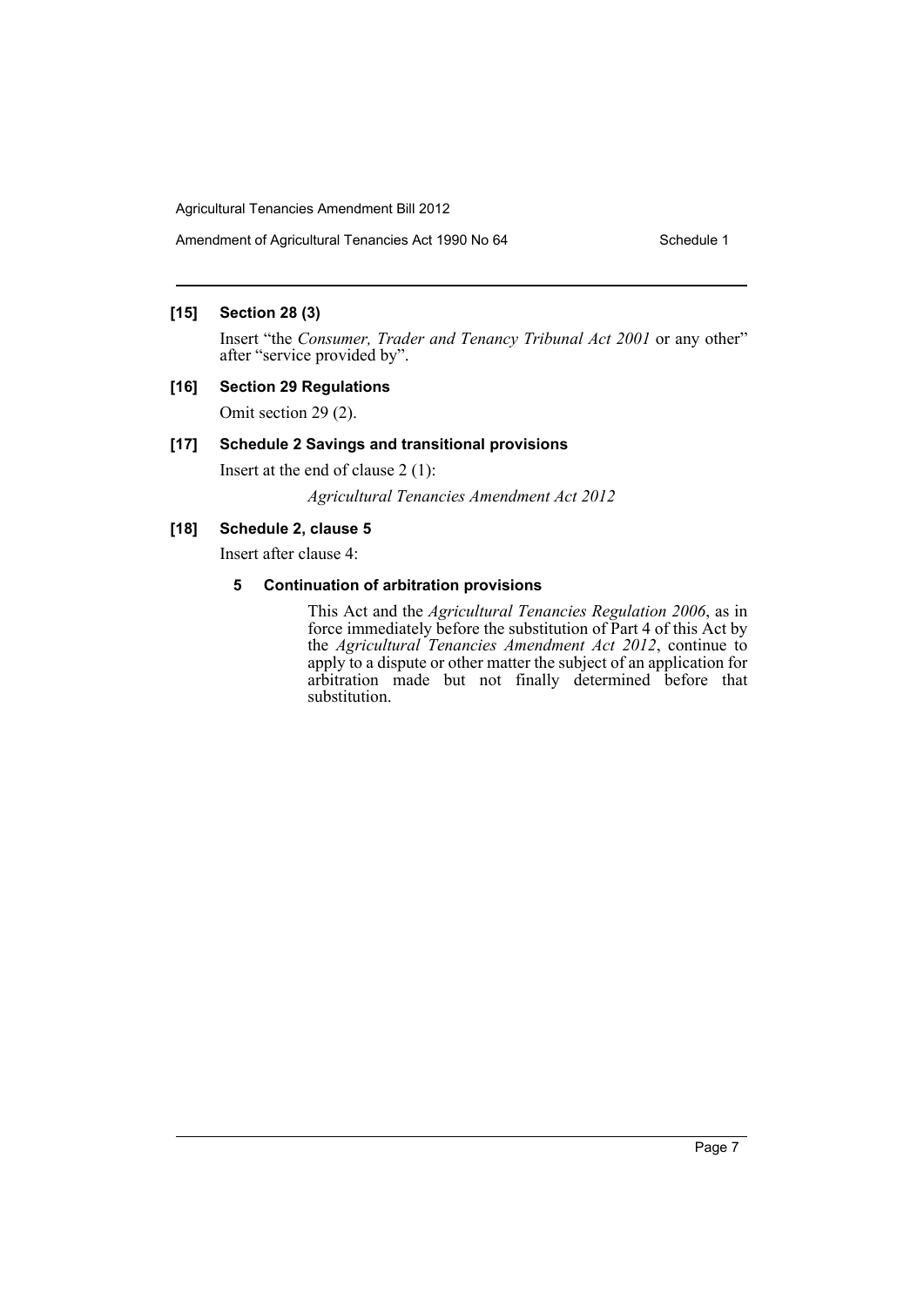### [15] Section 28 (3)

Insert "the *Consumer, Trader and Tenancy Tribunal Act 2001* or any other" after "service provided by".

### [16] Section 29 Regulations

Omit section 29 (2).

### [17] Schedule 2 Savings and transitional provisions

Insert at the end of clause 2 (1):

*Agricultural Tenancies Amendment Act 2012*

### [18] Schedule 2, clause 5

Insert after clause 4:

**5 Continuation of arbitration provisions**

This Act and the *Agricultural Tenancies Regulation 2006*, as in force immediately before the substitution of Part 4 of this Act by the *Agricultural Tenancies Amendment Act 2012*, continue to apply to a dispute or other matter the subject of an application for arbitration made but not finally determined before that substitution.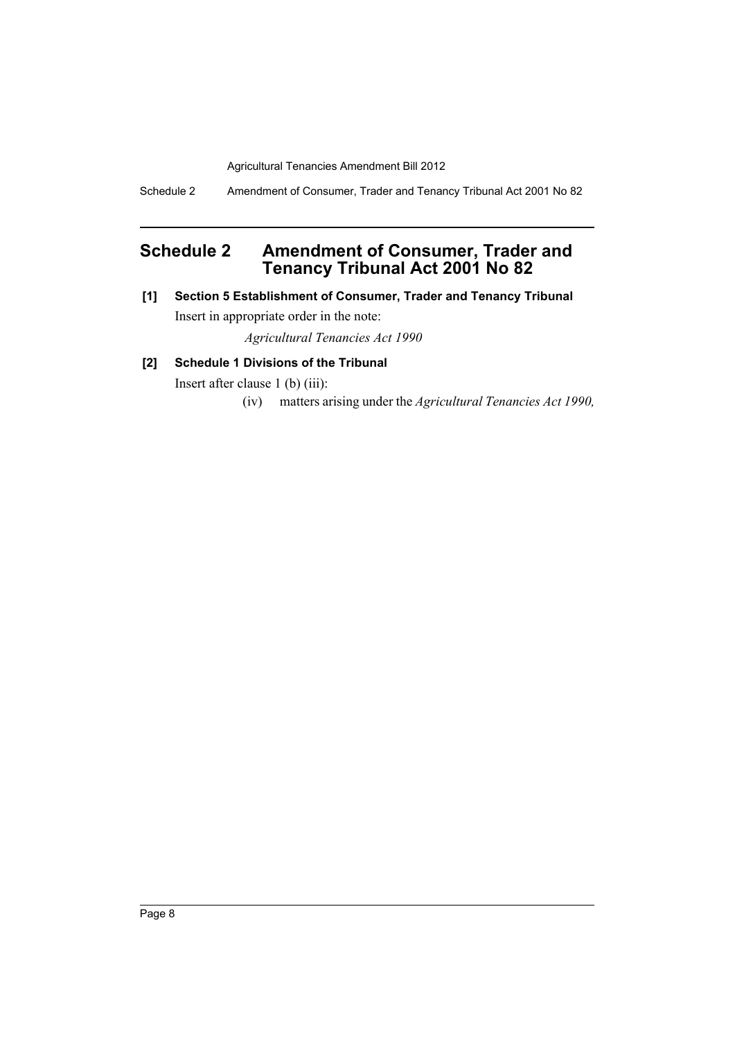## Schedule 2 Amendment of Consumer, Trader and Tenancy Tribunal Act 2001 No 82

**[1] Section 5 Establishment of Consumer, Trader and Tenancy Tribunal**

Insert in appropriate order in the note:

*Agricultural Tenancies Act 1990*

**[2] Schedule 1 Divisions of the Tribunal**

Insert after clause 1 (b) (iii):

(iv) matters arising under the *Agricultural Tenancies Act 1990,*